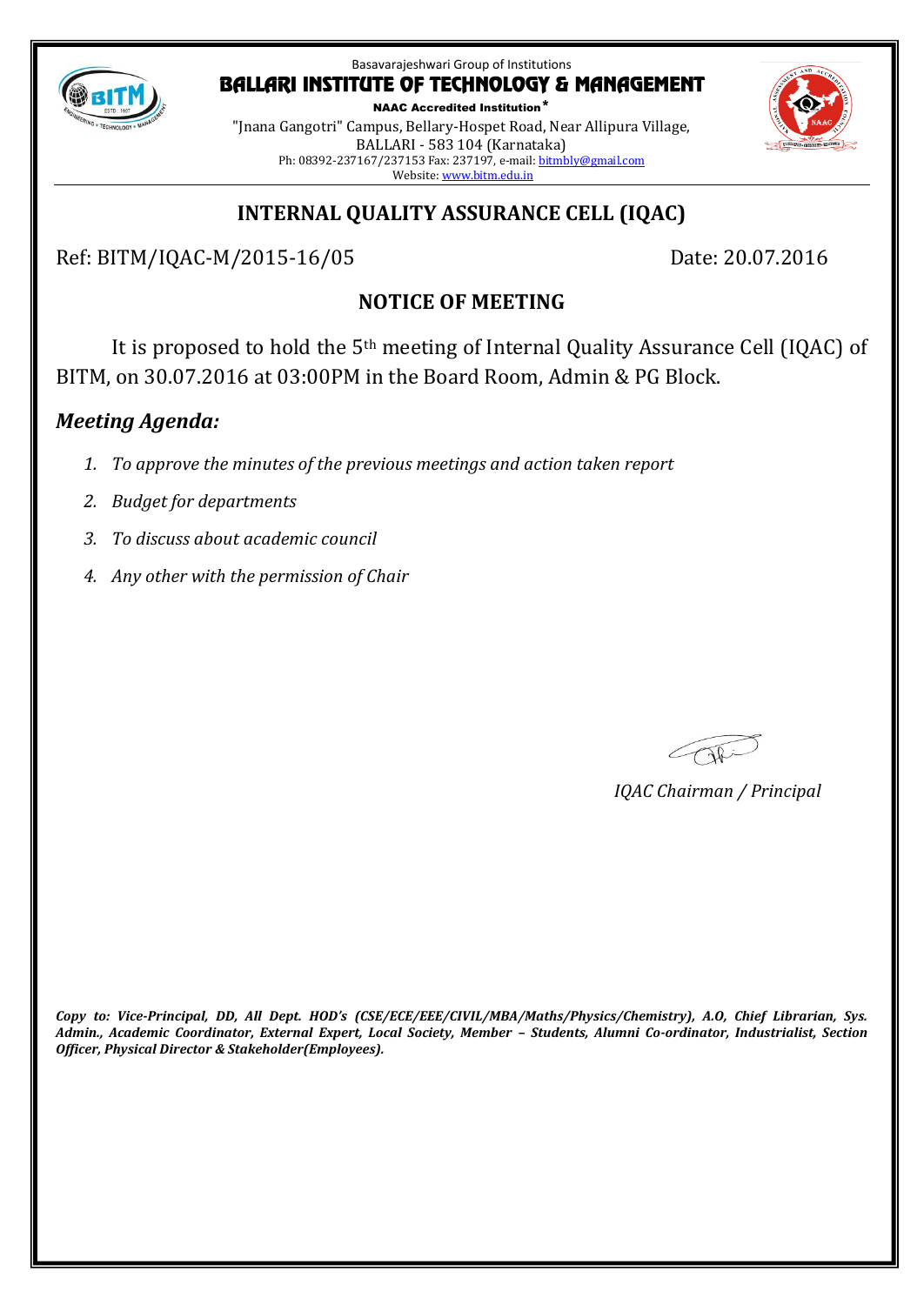Basavarajeshwari Group of Institutions

# BALLARI INSTITUTE OF TECHNOLOGY & MANAGEMENT

**NAAC Accredited Institution***

"Jnana Gangotri" Campus, Bellary-Hospet Road, Near Allipura Village,
BALLARI - 583 104 (Karnataka)
Ph: 08392-237167/237153 Fax: 237197, e-mail: bitmbly@gmail.com
Website: www.bitm.edu.in

## INTERNAL QUALITY ASSURANCE CELL (IQAC)

Ref: BITM/IQAC-M/2015-16/05 Date: 20.07.2016

### NOTICE OF MEETING

It is proposed to hold the 5th meeting of Internal Quality Assurance Cell (IQAC) of BITM, on 30.07.2016 at 03:00PM in the Board Room, Admin & PG Block.

### *Meeting Agenda:*

1. *To approve the minutes of the previous meetings and action taken report*
2. *Budget for departments*
3. *To discuss about academic council*
4. *Any other with the permission of Chair*

*IQAC Chairman / Principal*

***Copy to: Vice-Principal, DD, All Dept. HOD's (CSE/ECE/EEE/CIVIL/MBA/Maths/Physics/Chemistry), A.O, Chief Librarian, Sys. Admin., Academic Coordinator, External Expert, Local Society, Member – Students, Alumni Co-ordinator, Industrialist, Section Officer, Physical Director & Stakeholder(Employees).***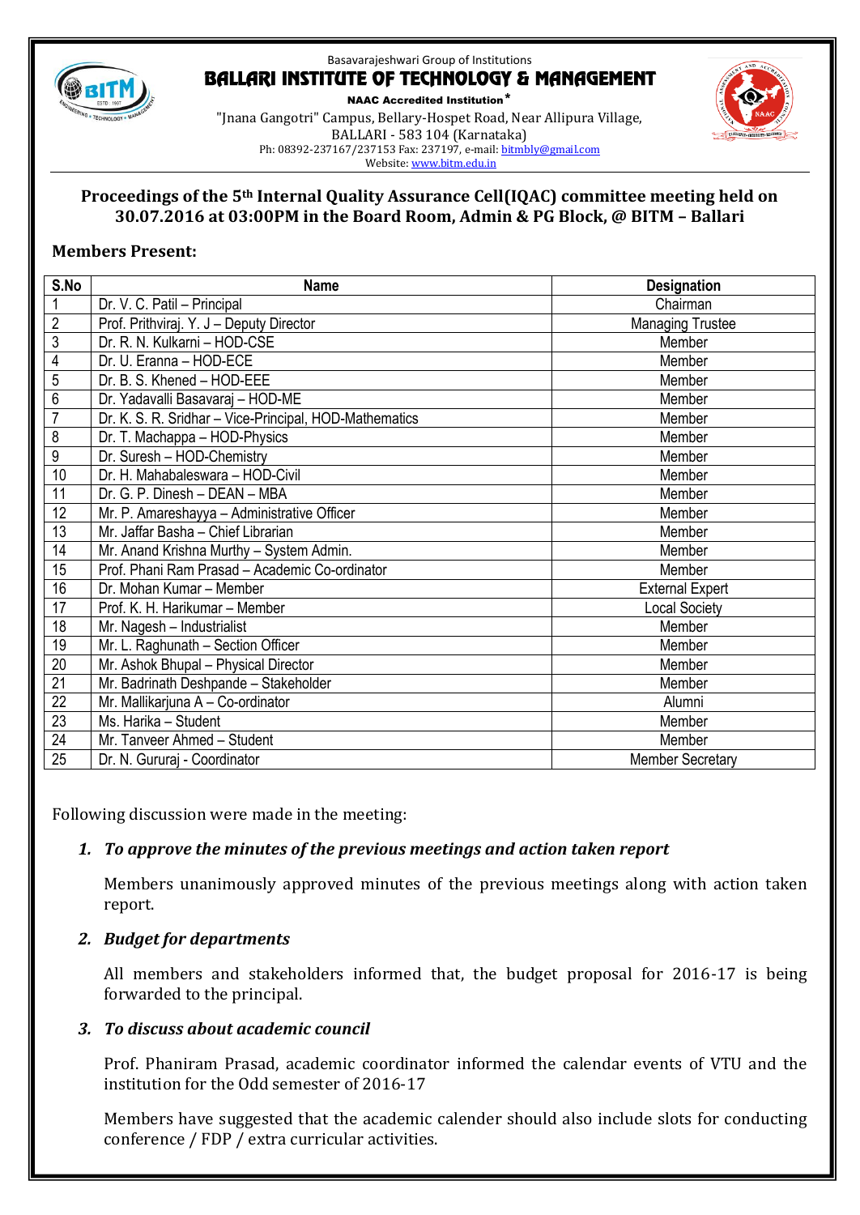Basavarajeshwari Group of Institutions

# BALLARI INSTITUTE OF TECHNOLOGY & MANAGEMENT

**NAAC Accredited Institution***

"Jnana Gangotri" Campus, Bellary-Hospet Road, Near Allipura Village,
BALLARI - 583 104 (Karnataka)
Ph: 08392-237167/237153 Fax: 237197, e-mail: bitmbly@gmail.com
Website: www.bitm.edu.in

## Proceedings of the 5th Internal Quality Assurance Cell(IQAC) committee meeting held on 30.07.2016 at 03:00PM in the Board Room, Admin & PG Block, @ BITM – Ballari

**Members Present:**

| S.No | Name | Designation |
|---|---|---|
| 1 | Dr. V. C. Patil – Principal | Chairman |
| 2 | Prof. Prithviraj. Y. J – Deputy Director | Managing Trustee |
| 3 | Dr. R. N. Kulkarni – HOD-CSE | Member |
| 4 | Dr. U. Eranna – HOD-ECE | Member |
| 5 | Dr. B. S. Khened – HOD-EEE | Member |
| 6 | Dr. Yadavalli Basavaraj – HOD-ME | Member |
| 7 | Dr. K. S. R. Sridhar – Vice-Principal, HOD-Mathematics | Member |
| 8 | Dr. T. Machappa – HOD-Physics | Member |
| 9 | Dr. Suresh – HOD-Chemistry | Member |
| 10 | Dr. H. Mahabaleswara – HOD-Civil | Member |
| 11 | Dr. G. P. Dinesh – DEAN – MBA | Member |
| 12 | Mr. P. Amareshayya – Administrative Officer | Member |
| 13 | Mr. Jaffar Basha – Chief Librarian | Member |
| 14 | Mr. Anand Krishna Murthy – System Admin. | Member |
| 15 | Prof. Phani Ram Prasad – Academic Co-ordinator | Member |
| 16 | Dr. Mohan Kumar – Member | External Expert |
| 17 | Prof. K. H. Harikumar – Member | Local Society |
| 18 | Mr. Nagesh – Industrialist | Member |
| 19 | Mr. L. Raghunath – Section Officer | Member |
| 20 | Mr. Ashok Bhupal – Physical Director | Member |
| 21 | Mr. Badrinath Deshpande – Stakeholder | Member |
| 22 | Mr. Mallikarjuna A – Co-ordinator | Alumni |
| 23 | Ms. Harika – Student | Member |
| 24 | Mr. Tanveer Ahmed – Student | Member |
| 25 | Dr. N. Gururaj - Coordinator | Member Secretary |

Following discussion were made in the meeting:

1. ***To approve the minutes of the previous meetings and action taken report***

   Members unanimously approved minutes of the previous meetings along with action taken report.

2. ***Budget for departments***

   All members and stakeholders informed that, the budget proposal for 2016-17 is being forwarded to the principal.

3. ***To discuss about academic council***

   Prof. Phaniram Prasad, academic coordinator informed the calendar events of VTU and the institution for the Odd semester of 2016-17

   Members have suggested that the academic calender should also include slots for conducting conference / FDP / extra curricular activities.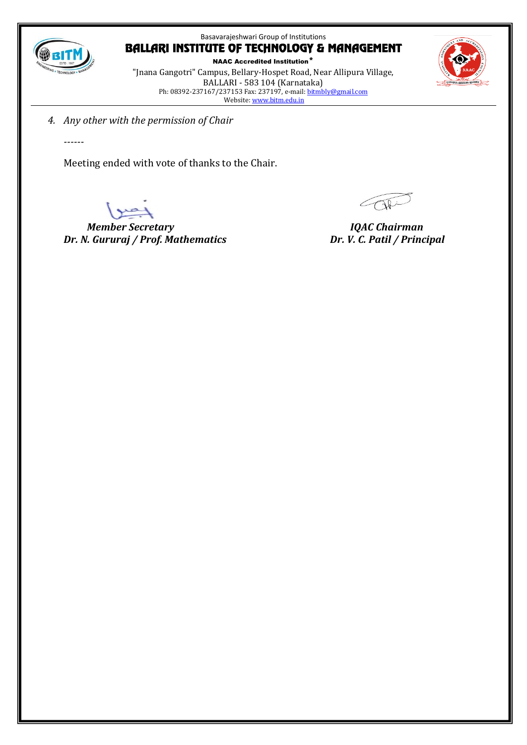4. *Any other with the permission of Chair*

------

Meeting ended with vote of thanks to the Chair.

| ***Member Secretary*** | ***IQAC Chairman*** |
| --- | --- |
| ***Dr. N. Gururaj / Prof. Mathematics*** | ***Dr. V. C. Patil / Principal*** |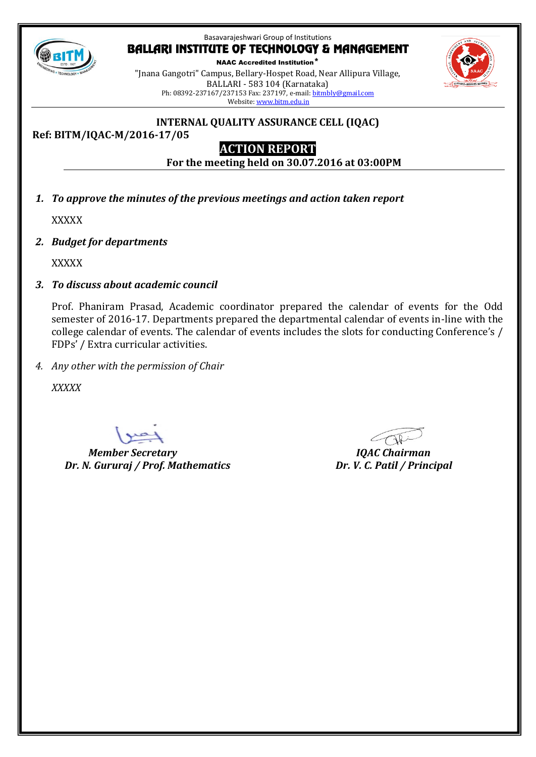Basavarajeshwari Group of Institutions

# BALLARI INSTITUTE OF TECHNOLOGY & MANAGEMENT

**NAAC Accredited Institution***

"Jnana Gangotri" Campus, Bellary-Hospet Road, Near Allipura Village,
BALLARI - 583 104 (Karnataka)
Ph: 08392-237167/237153 Fax: 237197, e-mail: bitmbly@gmail.com
Website: www.bitm.edu.in

**INTERNAL QUALITY ASSURANCE CELL (IQAC)**

**Ref: BITM/IQAC-M/2016-17/05**

## ACTION REPORT

**For the meeting held on 30.07.2016 at 03:00PM**

1. ***To approve the minutes of the previous meetings and action taken report***

   XXXXX

2. ***Budget for departments***

   XXXXX

3. ***To discuss about academic council***

   Prof. Phaniram Prasad, Academic coordinator prepared the calendar of events for the Odd semester of 2016-17. Departments prepared the departmental calendar of events in-line with the college calendar of events. The calendar of events includes the slots for conducting Conference's / FDPs' / Extra curricular activities.

4. *Any other with the permission of Chair*

   *XXXXX*

***Member Secretary***
***Dr. N. Gururaj / Prof. Mathematics***

***IQAC Chairman***
***Dr. V. C. Patil / Principal***